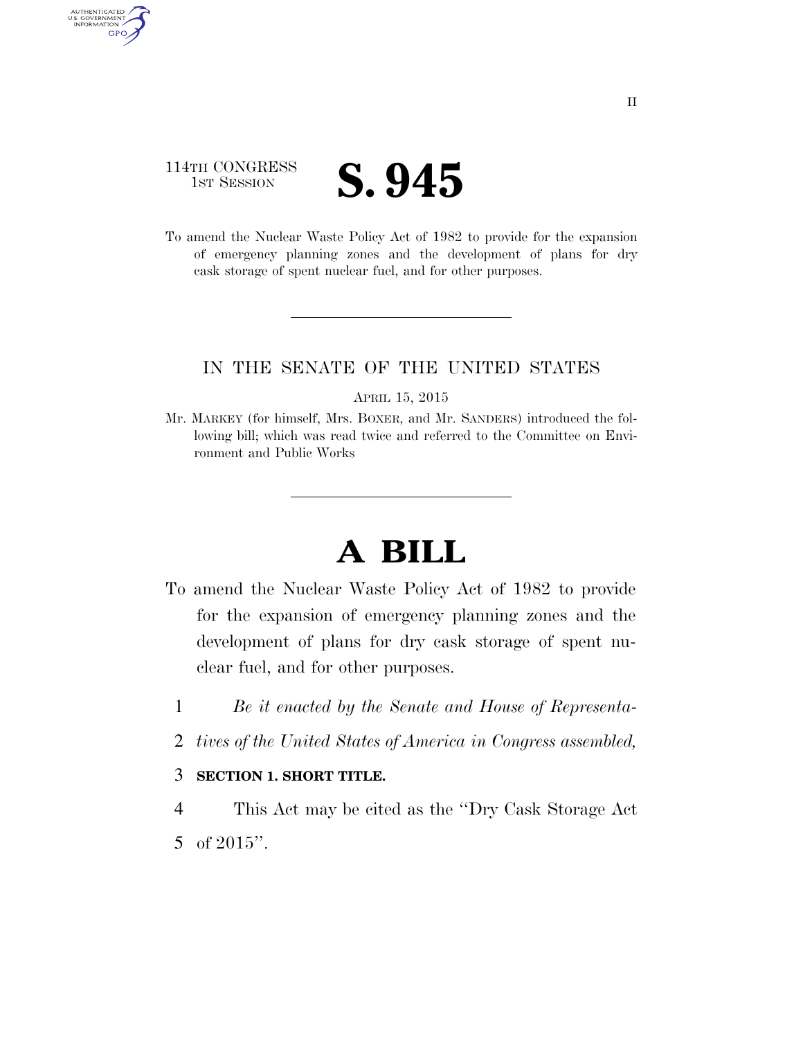114TH CONGRESS
1ST SESSION

# S. 945

To amend the Nuclear Waste Policy Act of 1982 to provide for the expansion of emergency planning zones and the development of plans for dry cask storage of spent nuclear fuel, and for other purposes.

---

IN THE SENATE OF THE UNITED STATES

APRIL 15, 2015

Mr. MARKEY (for himself, Mrs. BOXER, and Mr. SANDERS) introduced the following bill; which was read twice and referred to the Committee on Environment and Public Works

---

# A BILL

To amend the Nuclear Waste Policy Act of 1982 to provide for the expansion of emergency planning zones and the development of plans for dry cask storage of spent nuclear fuel, and for other purposes.

1 *Be it enacted by the Senate and House of Representa-*
2 *tives of the United States of America in Congress assembled,*

3 **SECTION 1. SHORT TITLE.**

4 This Act may be cited as the ''Dry Cask Storage Act
5 of 2015''.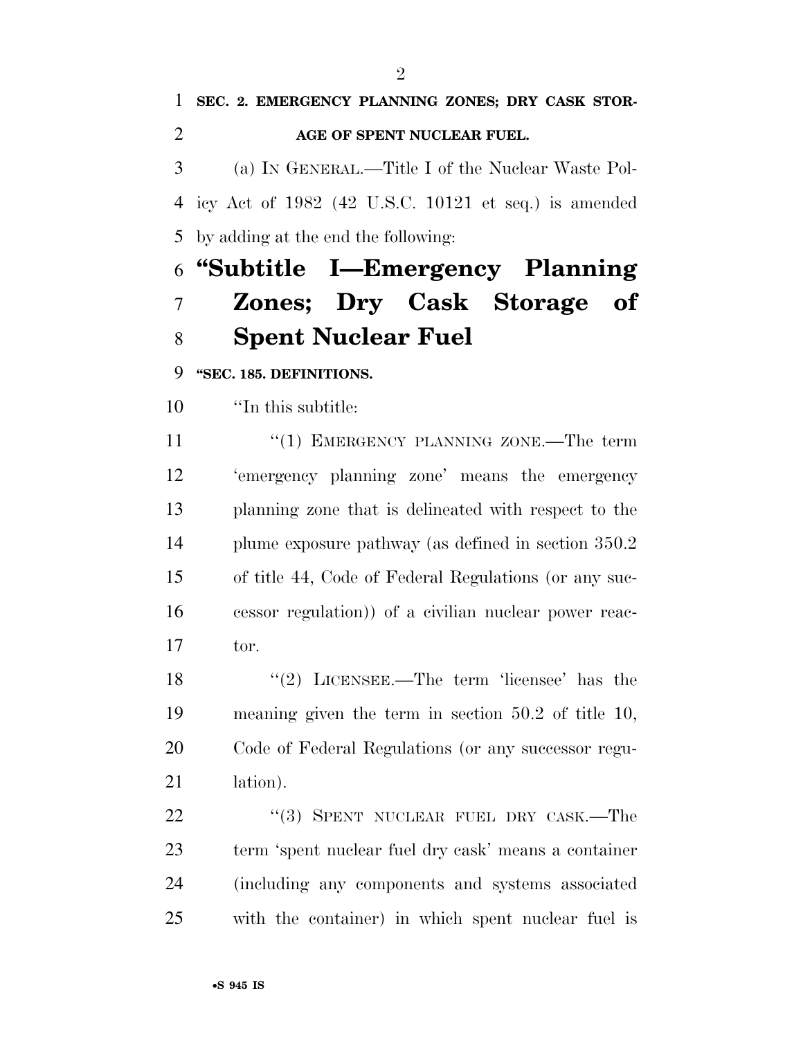**SEC. 2. EMERGENCY PLANNING ZONES; DRY CASK STORAGE OF SPENT NUCLEAR FUEL.**

(a) IN GENERAL.—Title I of the Nuclear Waste Policy Act of 1982 (42 U.S.C. 10121 et seq.) is amended by adding at the end the following:

# "Subtitle I—Emergency Planning Zones; Dry Cask Storage of Spent Nuclear Fuel

**"SEC. 185. DEFINITIONS.**

"In this subtitle:

"(1) EMERGENCY PLANNING ZONE.—The term 'emergency planning zone' means the emergency planning zone that is delineated with respect to the plume exposure pathway (as defined in section 350.2 of title 44, Code of Federal Regulations (or any successor regulation)) of a civilian nuclear power reactor.

"(2) LICENSEE.—The term 'licensee' has the meaning given the term in section 50.2 of title 10, Code of Federal Regulations (or any successor regulation).

"(3) SPENT NUCLEAR FUEL DRY CASK.—The term 'spent nuclear fuel dry cask' means a container (including any components and systems associated with the container) in which spent nuclear fuel is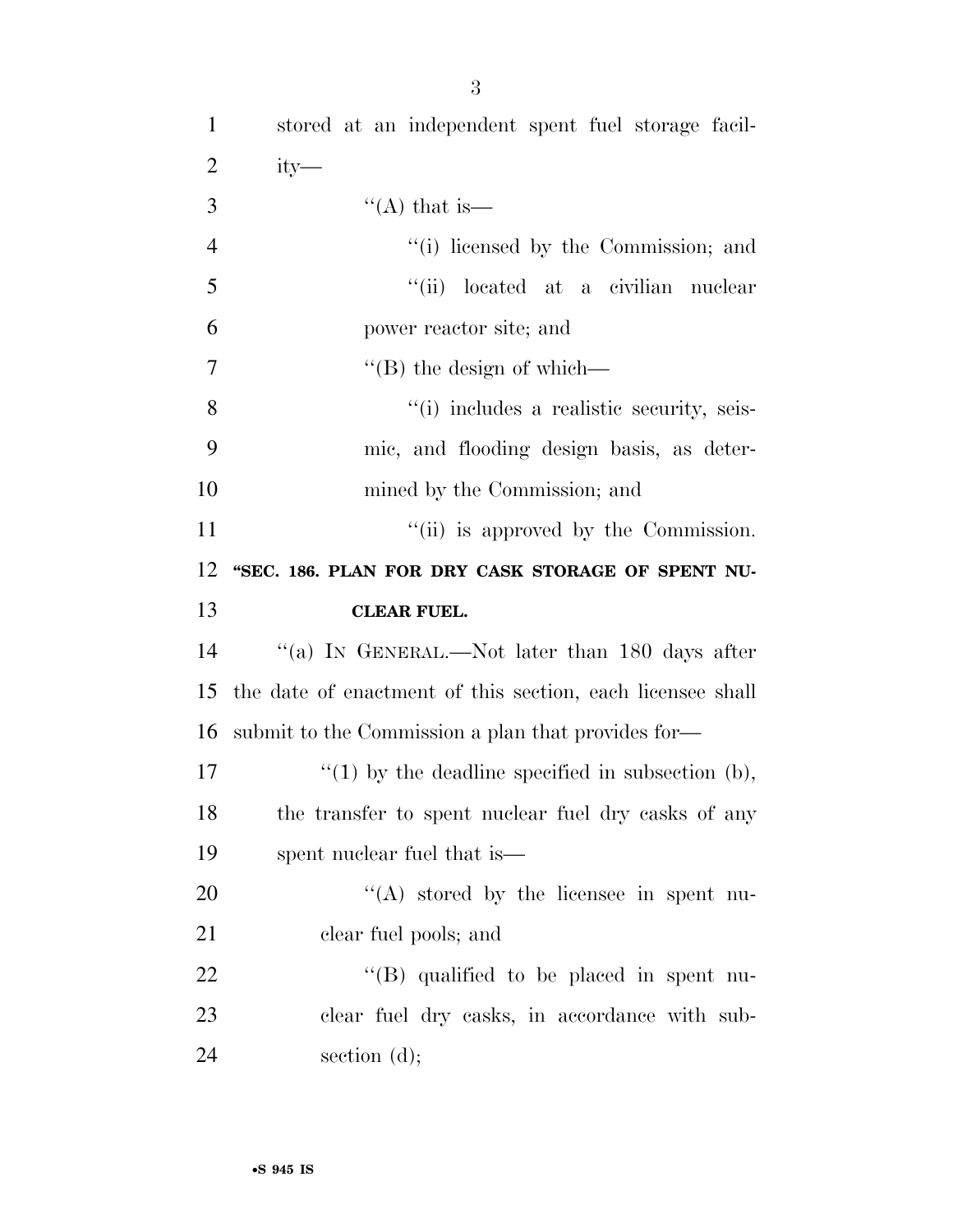stored at an independent spent fuel storage facility—

"(A) that is—

"(i) licensed by the Commission; and

"(ii) located at a civilian nuclear power reactor site; and

"(B) the design of which—

"(i) includes a realistic security, seismic, and flooding design basis, as determined by the Commission; and

"(ii) is approved by the Commission.

**"SEC. 186. PLAN FOR DRY CASK STORAGE OF SPENT NUCLEAR FUEL.**

"(a) IN GENERAL.—Not later than 180 days after the date of enactment of this section, each licensee shall submit to the Commission a plan that provides for—

"(1) by the deadline specified in subsection (b), the transfer to spent nuclear fuel dry casks of any spent nuclear fuel that is—

"(A) stored by the licensee in spent nuclear fuel pools; and

"(B) qualified to be placed in spent nuclear fuel dry casks, in accordance with subsection (d);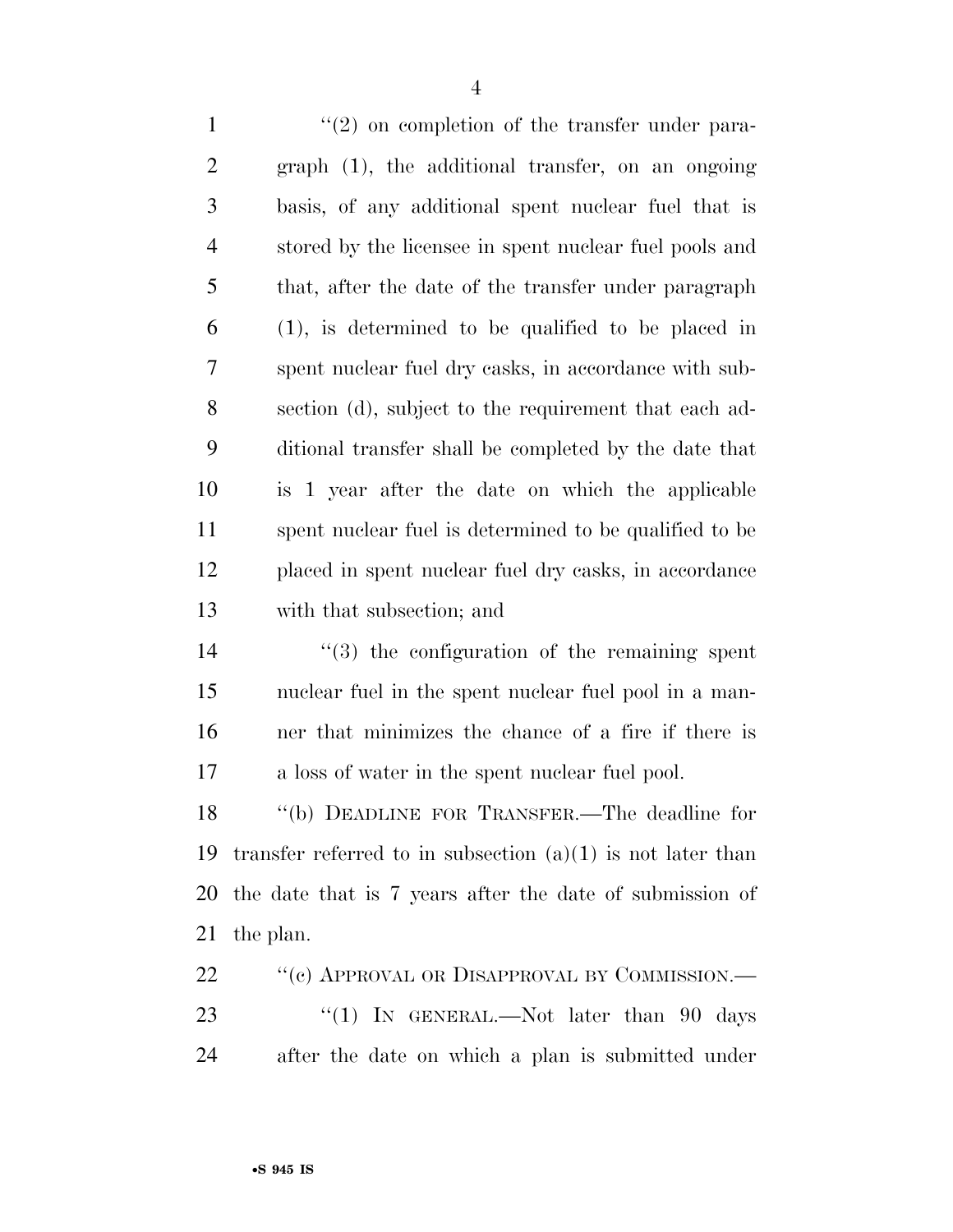"(2) on completion of the transfer under paragraph (1), the additional transfer, on an ongoing basis, of any additional spent nuclear fuel that is stored by the licensee in spent nuclear fuel pools and that, after the date of the transfer under paragraph (1), is determined to be qualified to be placed in spent nuclear fuel dry casks, in accordance with subsection (d), subject to the requirement that each additional transfer shall be completed by the date that is 1 year after the date on which the applicable spent nuclear fuel is determined to be qualified to be placed in spent nuclear fuel dry casks, in accordance with that subsection; and

"(3) the configuration of the remaining spent nuclear fuel in the spent nuclear fuel pool in a manner that minimizes the chance of a fire if there is a loss of water in the spent nuclear fuel pool.

"(b) DEADLINE FOR TRANSFER.—The deadline for transfer referred to in subsection (a)(1) is not later than the date that is 7 years after the date of submission of the plan.

"(c) APPROVAL OR DISAPPROVAL BY COMMISSION.—

"(1) IN GENERAL.—Not later than 90 days after the date on which a plan is submitted under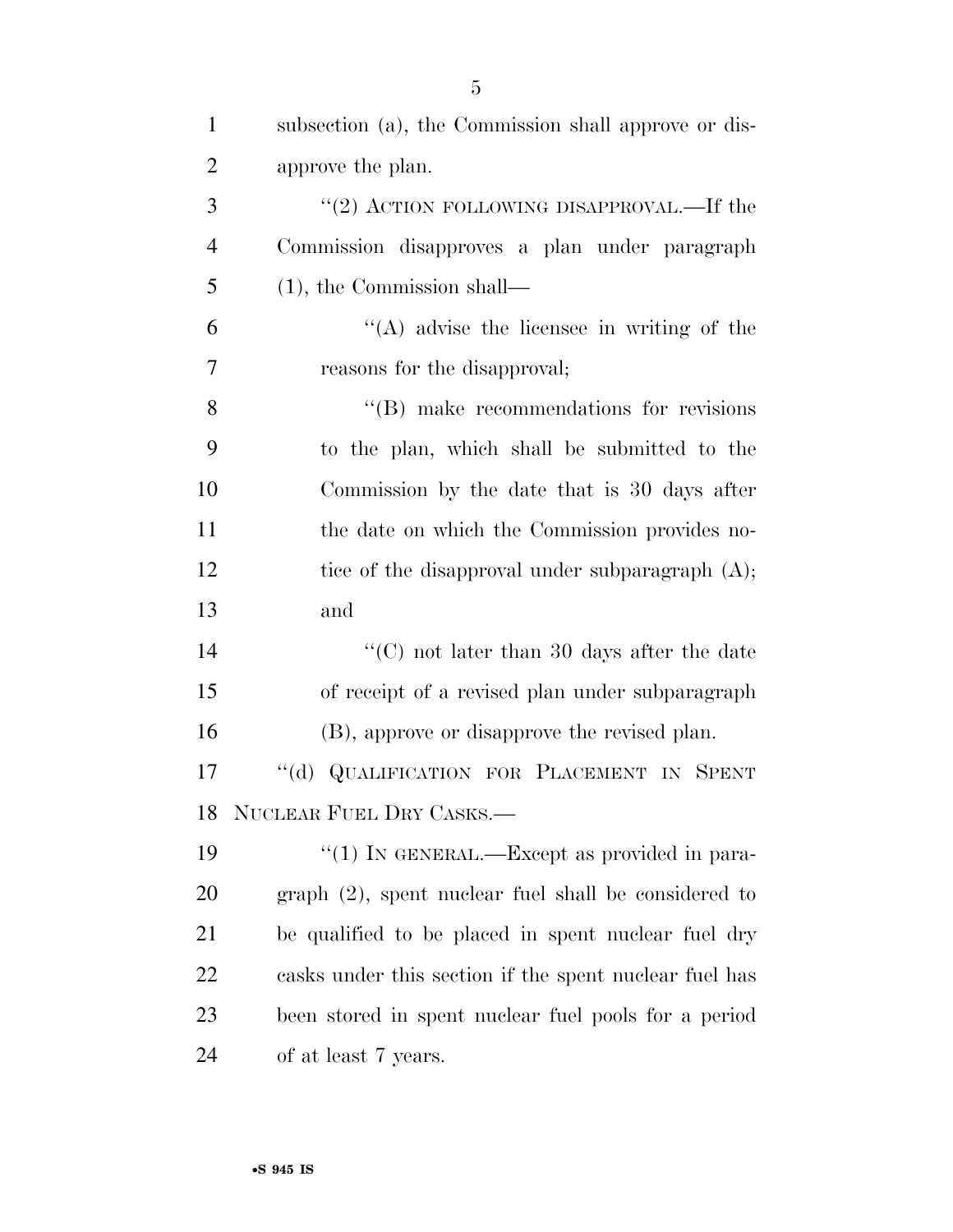subsection (a), the Commission shall approve or disapprove the plan.

"(2) ACTION FOLLOWING DISAPPROVAL.—If the Commission disapproves a plan under paragraph (1), the Commission shall—

"(A) advise the licensee in writing of the reasons for the disapproval;

"(B) make recommendations for revisions to the plan, which shall be submitted to the Commission by the date that is 30 days after the date on which the Commission provides notice of the disapproval under subparagraph (A); and

"(C) not later than 30 days after the date of receipt of a revised plan under subparagraph (B), approve or disapprove the revised plan.

"(d) QUALIFICATION FOR PLACEMENT IN SPENT NUCLEAR FUEL DRY CASKS.—

"(1) IN GENERAL.—Except as provided in paragraph (2), spent nuclear fuel shall be considered to be qualified to be placed in spent nuclear fuel dry casks under this section if the spent nuclear fuel has been stored in spent nuclear fuel pools for a period of at least 7 years.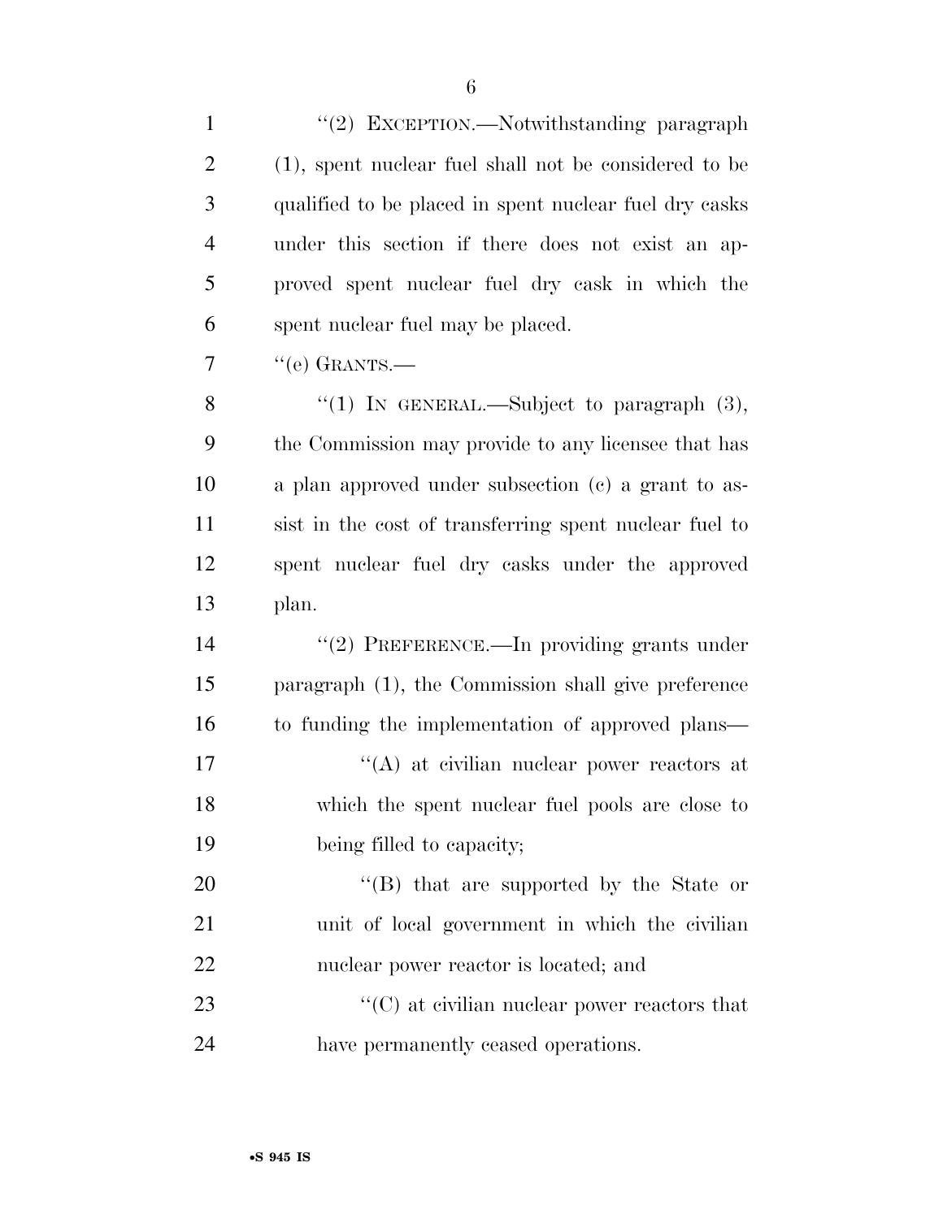"(2) EXCEPTION.—Notwithstanding paragraph (1), spent nuclear fuel shall not be considered to be qualified to be placed in spent nuclear fuel dry casks under this section if there does not exist an approved spent nuclear fuel dry cask in which the spent nuclear fuel may be placed.

"(e) GRANTS.—

"(1) IN GENERAL.—Subject to paragraph (3), the Commission may provide to any licensee that has a plan approved under subsection (c) a grant to assist in the cost of transferring spent nuclear fuel to spent nuclear fuel dry casks under the approved plan.

"(2) PREFERENCE.—In providing grants under paragraph (1), the Commission shall give preference to funding the implementation of approved plans—

"(A) at civilian nuclear power reactors at which the spent nuclear fuel pools are close to being filled to capacity;

"(B) that are supported by the State or unit of local government in which the civilian nuclear power reactor is located; and

"(C) at civilian nuclear power reactors that have permanently ceased operations.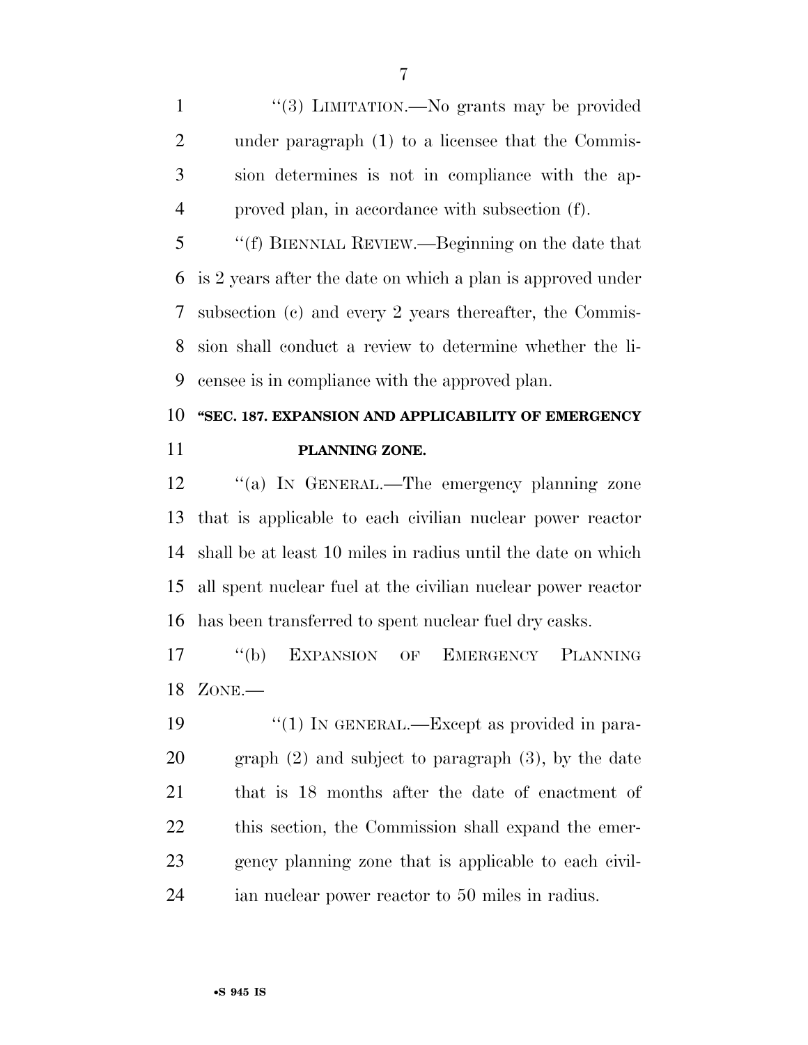"(3) LIMITATION.—No grants may be provided under paragraph (1) to a licensee that the Commission determines is not in compliance with the approved plan, in accordance with subsection (f).

"(f) BIENNIAL REVIEW.—Beginning on the date that is 2 years after the date on which a plan is approved under subsection (c) and every 2 years thereafter, the Commission shall conduct a review to determine whether the licensee is in compliance with the approved plan.

**"SEC. 187. EXPANSION AND APPLICABILITY OF EMERGENCY PLANNING ZONE.**

"(a) IN GENERAL.—The emergency planning zone that is applicable to each civilian nuclear power reactor shall be at least 10 miles in radius until the date on which all spent nuclear fuel at the civilian nuclear power reactor has been transferred to spent nuclear fuel dry casks.

"(b) EXPANSION OF EMERGENCY PLANNING ZONE.—

"(1) IN GENERAL.—Except as provided in paragraph (2) and subject to paragraph (3), by the date that is 18 months after the date of enactment of this section, the Commission shall expand the emergency planning zone that is applicable to each civilian nuclear power reactor to 50 miles in radius.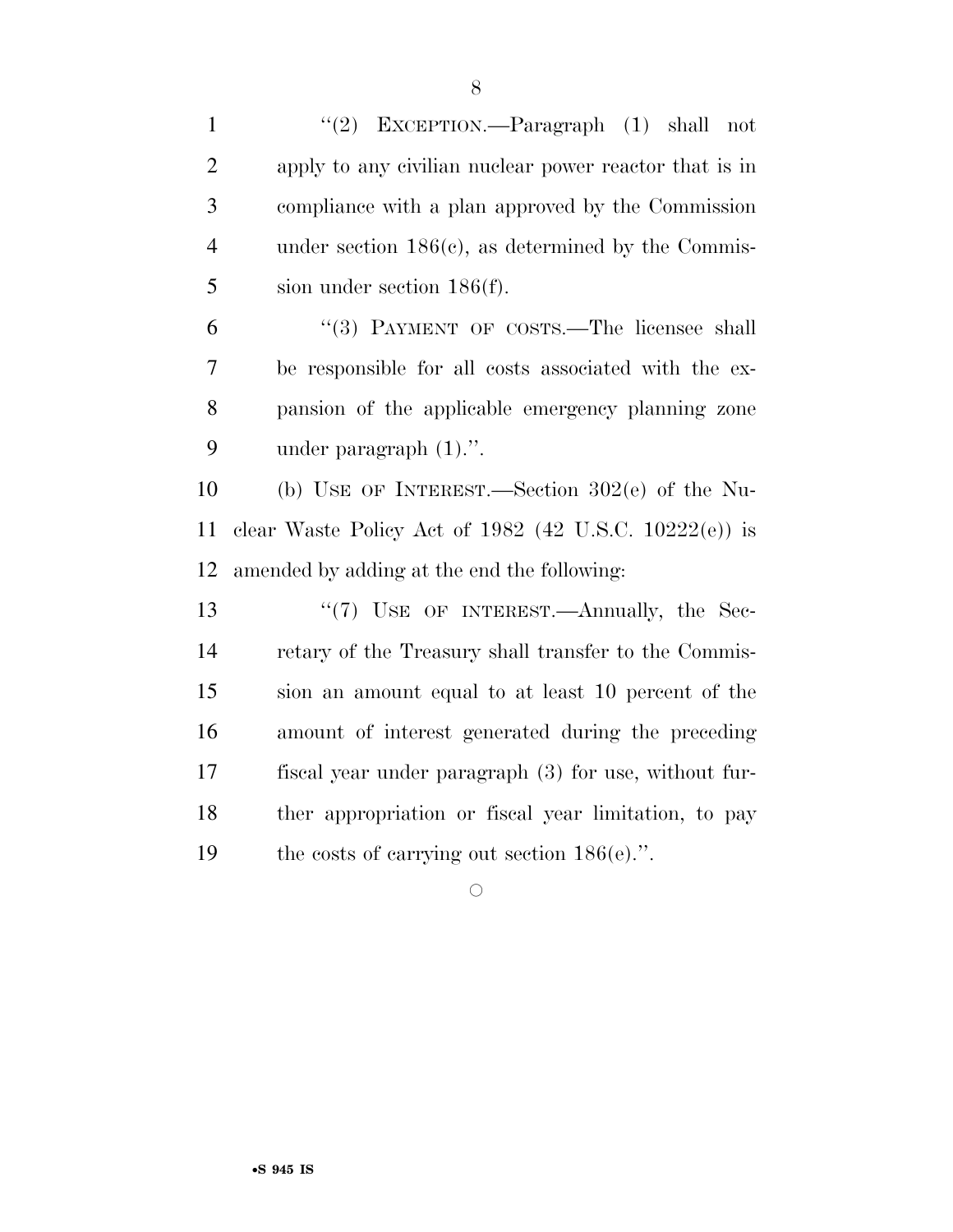"(2) EXCEPTION.—Paragraph (1) shall not apply to any civilian nuclear power reactor that is in compliance with a plan approved by the Commission under section 186(c), as determined by the Commission under section 186(f).

"(3) PAYMENT OF COSTS.—The licensee shall be responsible for all costs associated with the expansion of the applicable emergency planning zone under paragraph (1).".

(b) USE OF INTEREST.—Section 302(e) of the Nuclear Waste Policy Act of 1982 (42 U.S.C. 10222(e)) is amended by adding at the end the following:

"(7) USE OF INTEREST.—Annually, the Secretary of the Treasury shall transfer to the Commission an amount equal to at least 10 percent of the amount of interest generated during the preceding fiscal year under paragraph (3) for use, without further appropriation or fiscal year limitation, to pay the costs of carrying out section 186(e).".

○